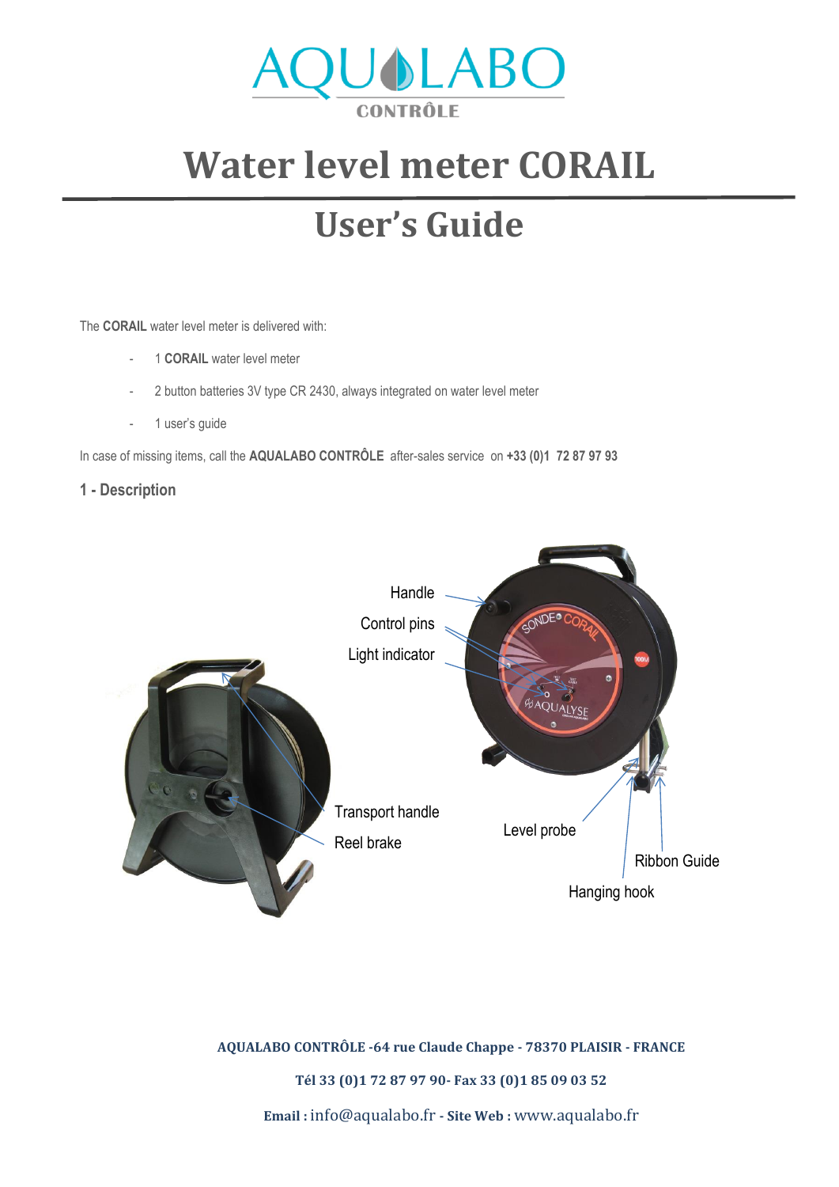# Water level meter CORAIL

## User's Guide

The **CORAIL** water level meter is delivered with:

- 1 **CORAIL** water level meter
- 2 button batteries 3V type CR 2430, always integrated on water level meter
- 1 user's guide

In case of missing items, call the **AQUALABO CONTRÔLE** after-sales service on **+33 (0)1 72 87 97 93**

### 1 - Description

Handle

Control pins

Light indicator

Transport handle

Reel brake

Level probe

Ribbon Guide

Hanging hook

**AQUALABO CONTRÔLE -64 rue Claude Chappe - 78370 PLAISIR - FRANCE**

**Tél 33 (0)1 72 87 97 90- Fax 33 (0)1 85 09 03 52**

**Email :** info@aqualabo.fr **- Site Web :** www.aqualabo.fr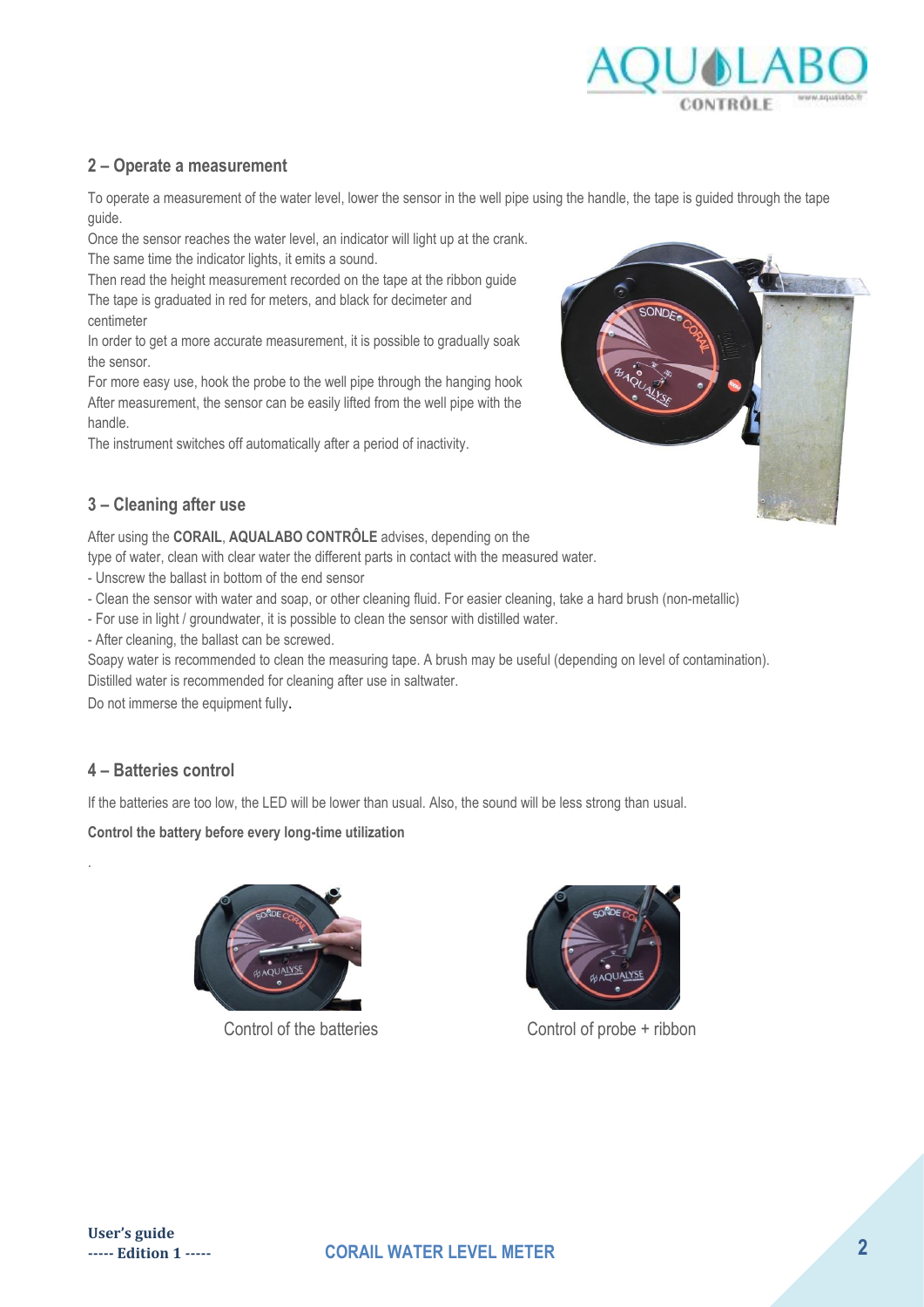## 2 – Operate a measurement

To operate a measurement of the water level, lower the sensor in the well pipe using the handle, the tape is guided through the tape guide.

Once the sensor reaches the water level, an indicator will light up at the crank.

The same time the indicator lights, it emits a sound.

Then read the height measurement recorded on the tape at the ribbon guide

The tape is graduated in red for meters, and black for decimeter and centimeter

In order to get a more accurate measurement, it is possible to gradually soak the sensor.

For more easy use, hook the probe to the well pipe through the hanging hook

After measurement, the sensor can be easily lifted from the well pipe with the handle.

The instrument switches off automatically after a period of inactivity.

## 3 – Cleaning after use

After using the **CORAIL**, **AQUALABO CONTRÔLE** advises, depending on the type of water, clean with clear water the different parts in contact with the measured water.

- Unscrew the ballast in bottom of the end sensor
- Clean the sensor with water and soap, or other cleaning fluid. For easier cleaning, take a hard brush (non-metallic)
- For use in light / groundwater, it is possible to clean the sensor with distilled water.
- After cleaning, the ballast can be screwed.

Soapy water is recommended to clean the measuring tape. A brush may be useful (depending on level of contamination).

Distilled water is recommended for cleaning after use in saltwater.

Do not immerse the equipment fully.

## 4 – Batteries control

If the batteries are too low, the LED will be lower than usual. Also, the sound will be less strong than usual.

**Control the battery before every long-time utilization**

.

Control of the batteries

Control of probe + ribbon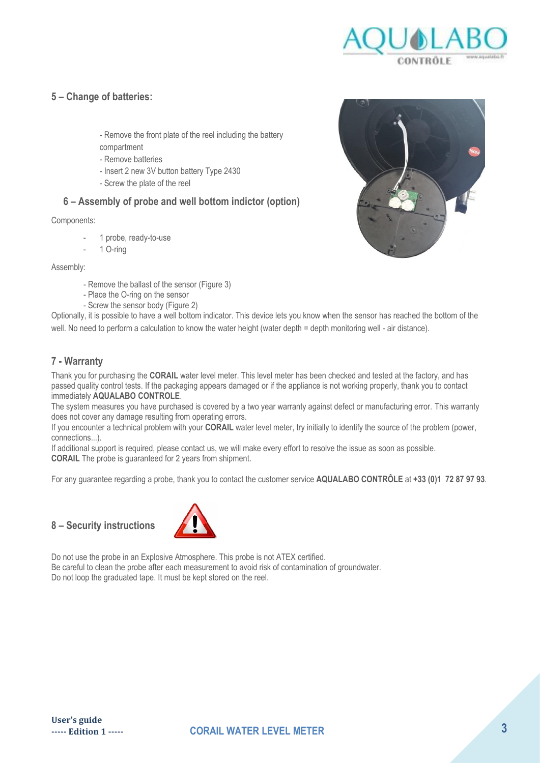## 5 – Change of batteries:

- Remove the front plate of the reel including the battery compartment
- Remove batteries
- Insert 2 new 3V button battery Type 2430
- Screw the plate of the reel

## 6 – Assembly of probe and well bottom indictor (option)

Components:

- 1 probe, ready-to-use
- 1 O-ring

Assembly:

- Remove the ballast of the sensor (Figure 3)
- Place the O-ring on the sensor
- Screw the sensor body (Figure 2)

Optionally, it is possible to have a well bottom indicator. This device lets you know when the sensor has reached the bottom of the well. No need to perform a calculation to know the water height (water depth = depth monitoring well - air distance).

## 7 - Warranty

Thank you for purchasing the **CORAIL** water level meter. This level meter has been checked and tested at the factory, and has passed quality control tests. If the packaging appears damaged or if the appliance is not working properly, thank you to contact immediately **AQUALABO CONTROLE**.
The system measures you have purchased is covered by a two year warranty against defect or manufacturing error. This warranty does not cover any damage resulting from operating errors.
If you encounter a technical problem with your **CORAIL** water level meter, try initially to identify the source of the problem (power, connections...).
If additional support is required, please contact us, we will make every effort to resolve the issue as soon as possible.
**CORAIL** The probe is guaranteed for 2 years from shipment.

For any guarantee regarding a probe, thank you to contact the customer service **AQUALABO CONTRÔLE** at **+33 (0)1 72 87 97 93**.

## 8 – Security instructions

Do not use the probe in an Explosive Atmosphere. This probe is not ATEX certified.
Be careful to clean the probe after each measurement to avoid risk of contamination of groundwater.
Do not loop the graduated tape. It must be kept stored on the reel.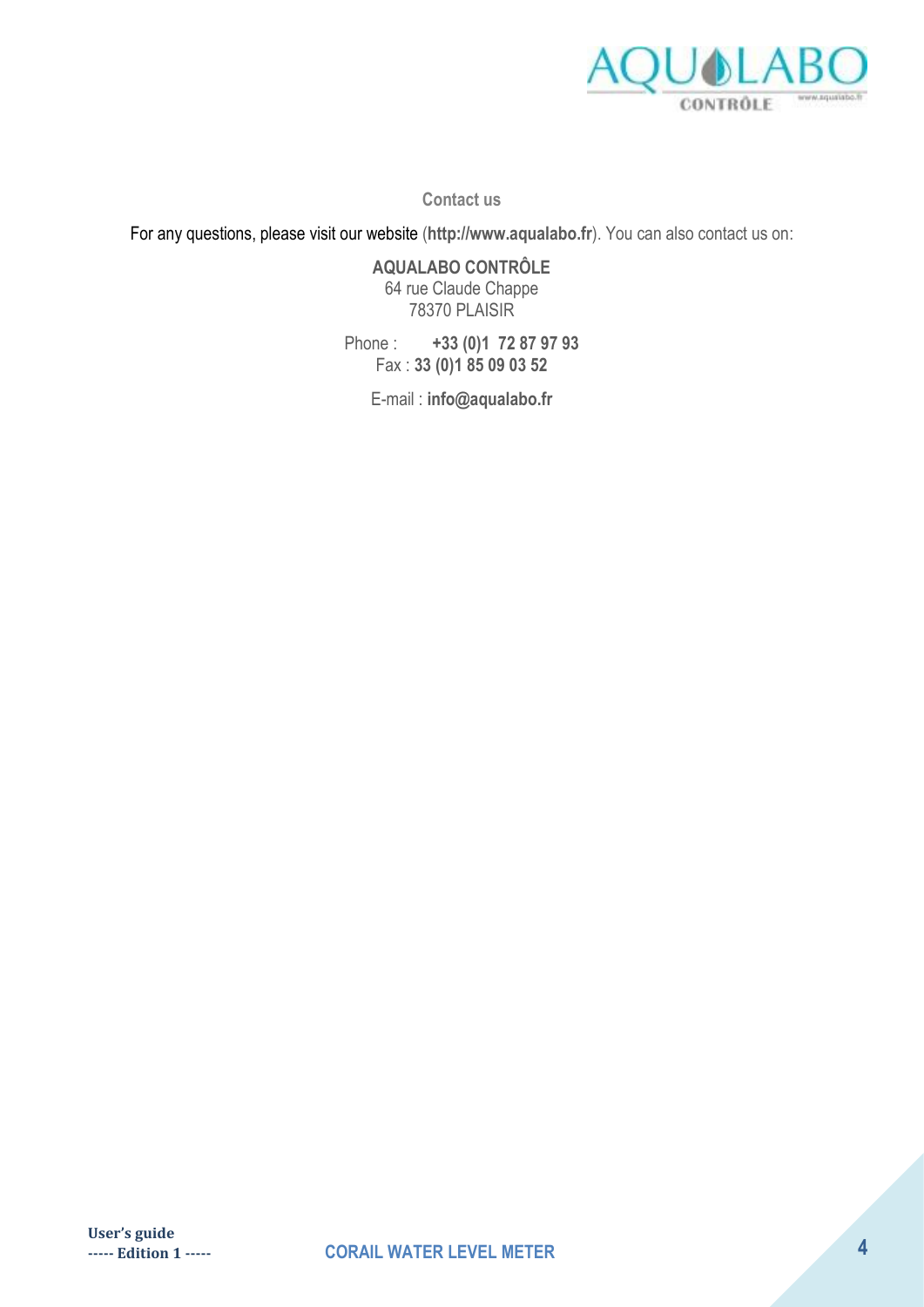## Contact us

For any questions, please visit our website (**http://www.aqualabo.fr**). You can also contact us on:

**AQUALABO CONTRÔLE**
64 rue Claude Chappe
78370 PLAISIR

Phone : **+33 (0)1 72 87 97 93**
Fax : **33 (0)1 85 09 03 52**

E-mail : **info@aqualabo.fr**